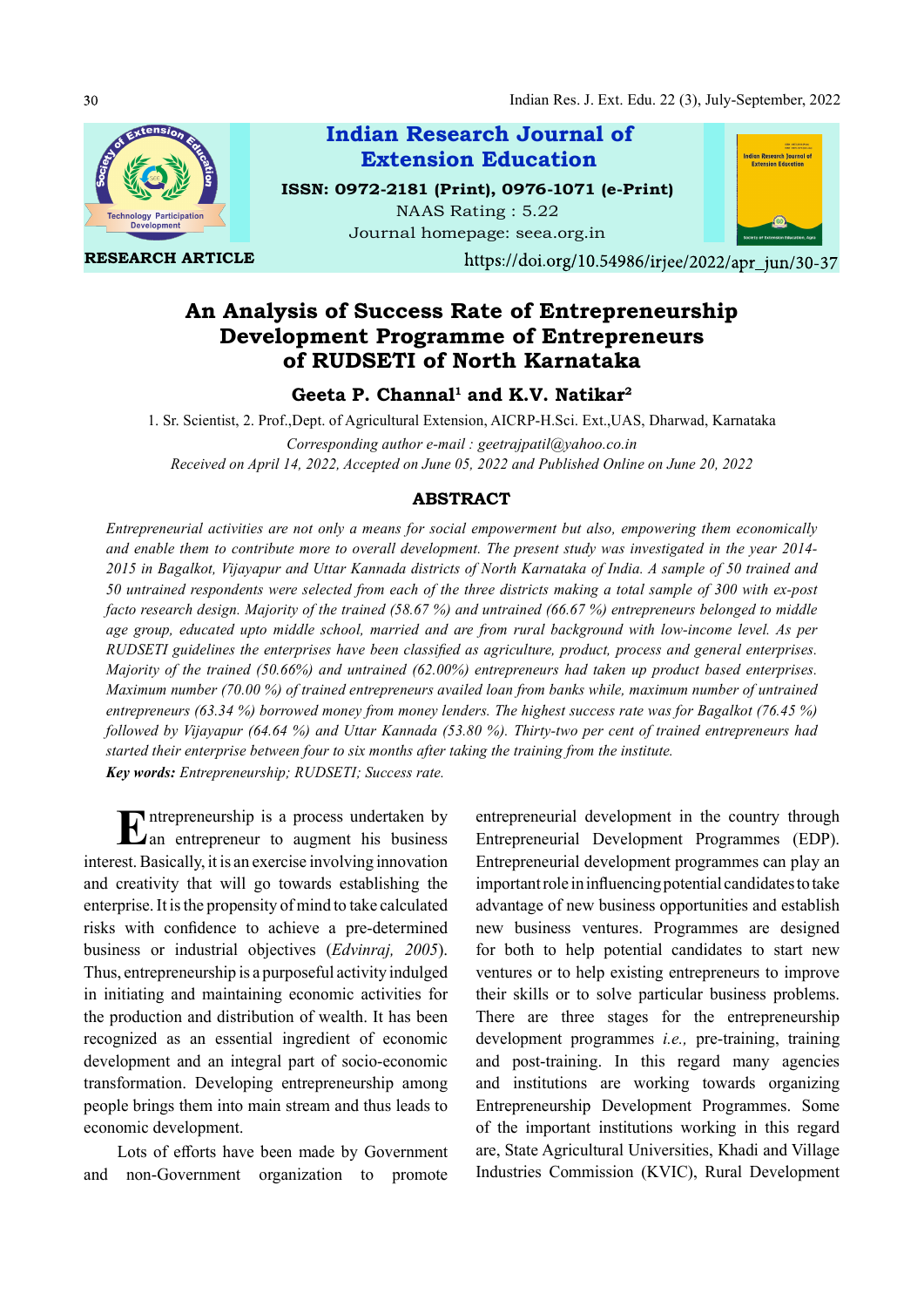Indian Research Journal of Extension Education

ISSN: 0972-2181 (Print), 0976-1071 (e-Print)

NAAS Rating : 5.22

Journal homepage: seea.org.in

**RESEARCH ARTICLE**

https://doi.org/10.54986/irjee/2022/apr_jun/30-37

# An Analysis of Success Rate of Entrepreneurship Development Programme of Entrepreneurs of RUDSETI of North Karnataka

**Geeta P. Channal[1] and K.V. Natikar[2]**

1. Sr. Scientist, 2. Prof.,Dept. of Agricultural Extension, AICRP-H.Sci. Ext.,UAS, Dharwad, Karnataka

*Corresponding author e-mail : geetrajpatil@yahoo.co.in*

*Received on April 14, 2022, Accepted on June 05, 2022 and Published Online on June 20, 2022*

## ABSTRACT

*Entrepreneurial activities are not only a means for social empowerment but also, empowering them economically and enable them to contribute more to overall development. The present study was investigated in the year 2014-2015 in Bagalkot, Vijayapur and Uttar Kannada districts of North Karnataka of India. A sample of 50 trained and 50 untrained respondents were selected from each of the three districts making a total sample of 300 with ex-post facto research design. Majority of the trained (58.67 %) and untrained (66.67 %) entrepreneurs belonged to middle age group, educated upto middle school, married and are from rural background with low-income level. As per RUDSETI guidelines the enterprises have been classified as agriculture, product, process and general enterprises. Majority of the trained (50.66%) and untrained (62.00%) entrepreneurs had taken up product based enterprises. Maximum number (70.00 %) of trained entrepreneurs availed loan from banks while, maximum number of untrained entrepreneurs (63.34 %) borrowed money from money lenders. The highest success rate was for Bagalkot (76.45 %) followed by Vijayapur (64.64 %) and Uttar Kannada (53.80 %). Thirty-two per cent of trained entrepreneurs had started their enterprise between four to six months after taking the training from the institute.*

***Key words:** Entrepreneurship; RUDSETI; Success rate.*

Entrepreneurship is a process undertaken by an entrepreneur to augment his business interest. Basically, it is an exercise involving innovation and creativity that will go towards establishing the enterprise. It is the propensity of mind to take calculated risks with confidence to achieve a pre-determined business or industrial objectives (*Edvinraj, 2005*). Thus, entrepreneurship is a purposeful activity indulged in initiating and maintaining economic activities for the production and distribution of wealth. It has been recognized as an essential ingredient of economic development and an integral part of socio-economic transformation. Developing entrepreneurship among people brings them into main stream and thus leads to economic development.

Lots of efforts have been made by Government and non-Government organization to promote entrepreneurial development in the country through Entrepreneurial Development Programmes (EDP). Entrepreneurial development programmes can play an important role in influencing potential candidates to take advantage of new business opportunities and establish new business ventures. Programmes are designed for both to help potential candidates to start new ventures or to help existing entrepreneurs to improve their skills or to solve particular business problems. There are three stages for the entrepreneurship development programmes *i.e.,* pre-training, training and post-training. In this regard many agencies and institutions are working towards organizing Entrepreneurship Development Programmes. Some of the important institutions working in this regard are, State Agricultural Universities, Khadi and Village Industries Commission (KVIC), Rural Development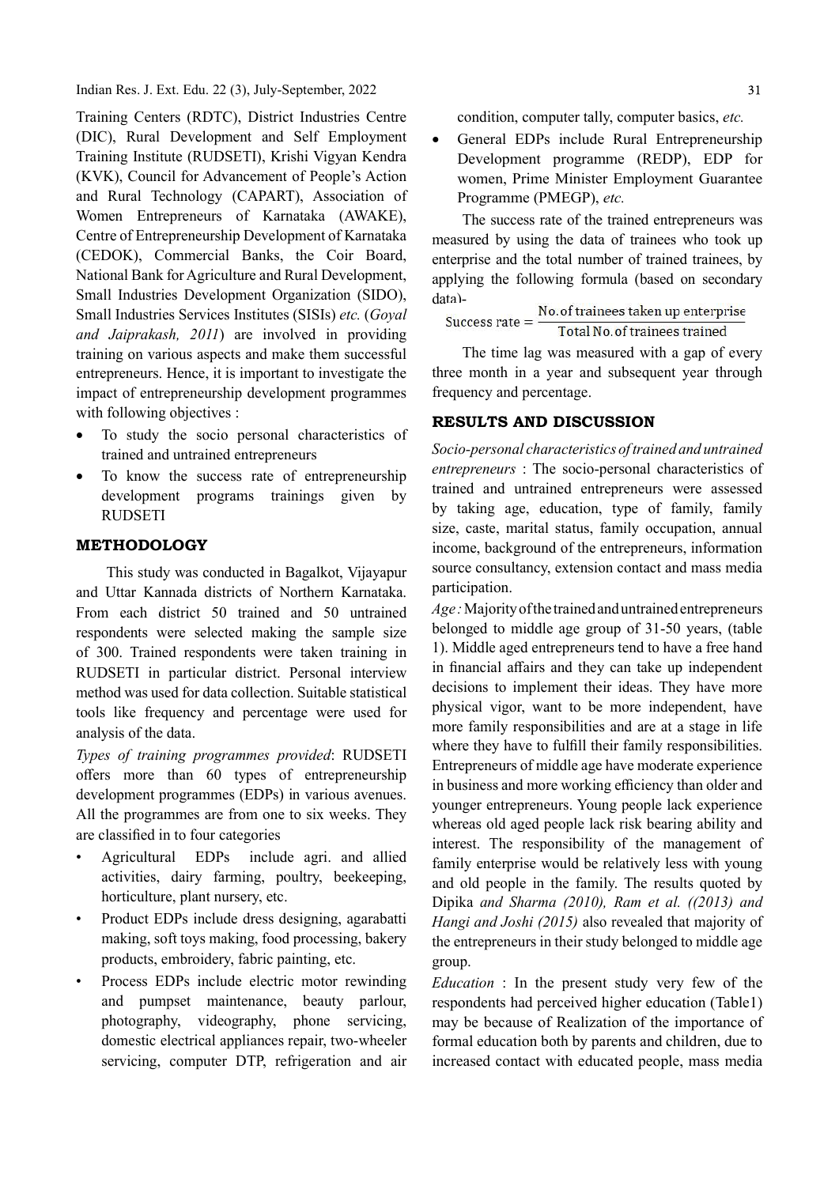Training Centers (RDTC), District Industries Centre (DIC), Rural Development and Self Employment Training Institute (RUDSETI), Krishi Vigyan Kendra (KVK), Council for Advancement of People's Action and Rural Technology (CAPART), Association of Women Entrepreneurs of Karnataka (AWAKE), Centre of Entrepreneurship Development of Karnataka (CEDOK), Commercial Banks, the Coir Board, National Bank for Agriculture and Rural Development, Small Industries Development Organization (SIDO), Small Industries Services Institutes (SISIs) *etc.* (*Goyal and Jaiprakash, 2011*) are involved in providing training on various aspects and make them successful entrepreneurs. Hence, it is important to investigate the impact of entrepreneurship development programmes with following objectives :

- To study the socio personal characteristics of trained and untrained entrepreneurs
- To know the success rate of entrepreneurship development programs trainings given by RUDSETI

## METHODOLOGY

This study was conducted in Bagalkot, Vijayapur and Uttar Kannada districts of Northern Karnataka. From each district 50 trained and 50 untrained respondents were selected making the sample size of 300. Trained respondents were taken training in RUDSETI in particular district. Personal interview method was used for data collection. Suitable statistical tools like frequency and percentage were used for analysis of the data.

*Types of training programmes provided*: RUDSETI offers more than 60 types of entrepreneurship development programmes (EDPs) in various avenues. All the programmes are from one to six weeks. They are classified in to four categories

- Agricultural EDPs include agri. and allied activities, dairy farming, poultry, beekeeping, horticulture, plant nursery, etc.
- Product EDPs include dress designing, agarabatti making, soft toys making, food processing, bakery products, embroidery, fabric painting, etc.
- Process EDPs include electric motor rewinding and pumpset maintenance, beauty parlour, photography, videography, phone servicing, domestic electrical appliances repair, two-wheeler servicing, computer DTP, refrigeration and air condition, computer tally, computer basics, *etc.*
- General EDPs include Rural Entrepreneurship Development programme (REDP), EDP for women, Prime Minister Employment Guarantee Programme (PMEGP), *etc.*

The success rate of the trained entrepreneurs was measured by using the data of trainees who took up enterprise and the total number of trained trainees, by applying the following formula (based on secondary data)-

$$\text{Success rate} = \frac{\text{No. of trainees taken up enterprise}}{\text{Total No. of trainees trained}}$$

The time lag was measured with a gap of every three month in a year and subsequent year through frequency and percentage.

## RESULTS AND DISCUSSION

*Socio-personal characteristics of trained and untrained entrepreneurs* : The socio-personal characteristics of trained and untrained entrepreneurs were assessed by taking age, education, type of family, family size, caste, marital status, family occupation, annual income, background of the entrepreneurs, information source consultancy, extension contact and mass media participation.

*Age :* Majority of the trained and untrained entrepreneurs belonged to middle age group of 31-50 years, (table 1). Middle aged entrepreneurs tend to have a free hand in financial affairs and they can take up independent decisions to implement their ideas. They have more physical vigor, want to be more independent, have more family responsibilities and are at a stage in life where they have to fulfill their family responsibilities. Entrepreneurs of middle age have moderate experience in business and more working efficiency than older and younger entrepreneurs. Young people lack experience whereas old aged people lack risk bearing ability and interest. The responsibility of the management of family enterprise would be relatively less with young and old people in the family. The results quoted by Dipika *and Sharma (2010), Ram et al. ((2013) and Hangi and Joshi (2015)* also revealed that majority of the entrepreneurs in their study belonged to middle age group.

*Education* : In the present study very few of the respondents had perceived higher education (Table1) may be because of Realization of the importance of formal education both by parents and children, due to increased contact with educated people, mass media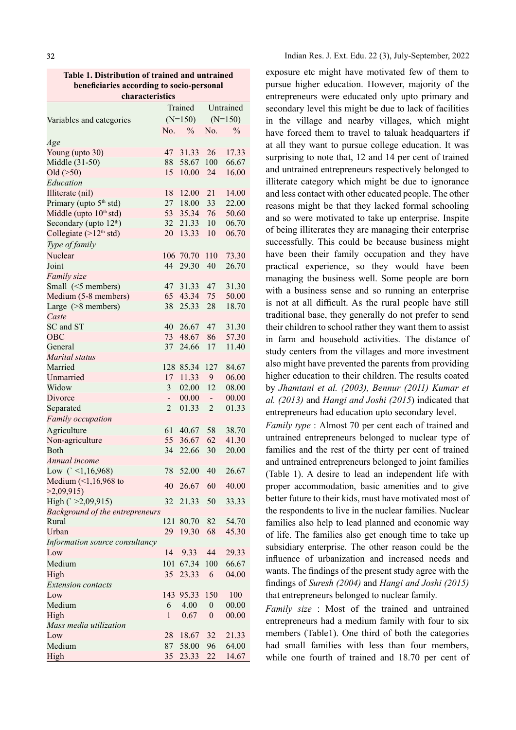**Table 1. Distribution of trained and untrained beneficiaries according to socio-personal characteristics**

| Variables and categories | Trained (N=150) | | Untrained (N=150) | |
|---|---|---|---|---|
| | No. | % | No. | % |
| *Age* | | | | |
| Young (upto 30) | 47 | 31.33 | 26 | 17.33 |
| Middle (31-50) | 88 | 58.67 | 100 | 66.67 |
| Old (>50) | 15 | 10.00 | 24 | 16.00 |
| *Education* | | | | |
| Illiterate (nil) | 18 | 12.00 | 21 | 14.00 |
| Primary (upto 5th std) | 27 | 18.00 | 33 | 22.00 |
| Middle (upto 10th std) | 53 | 35.34 | 76 | 50.60 |
| Secondary (upto 12th) | 32 | 21.33 | 10 | 06.70 |
| Collegiate (>12th std) | 20 | 13.33 | 10 | 06.70 |
| *Type of family* | | | | |
| Nuclear | 106 | 70.70 | 110 | 73.30 |
| Joint | 44 | 29.30 | 40 | 26.70 |
| *Family size* | | | | |
| Small (<5 members) | 47 | 31.33 | 47 | 31.30 |
| Medium (5-8 members) | 65 | 43.34 | 75 | 50.00 |
| Large (>8 members) | 38 | 25.33 | 28 | 18.70 |
| *Caste* | | | | |
| SC and ST | 40 | 26.67 | 47 | 31.30 |
| OBC | 73 | 48.67 | 86 | 57.30 |
| General | 37 | 24.66 | 17 | 11.40 |
| *Marital status* | | | | |
| Married | 128 | 85.34 | 127 | 84.67 |
| Unmarried | 17 | 11.33 | 9 | 06.00 |
| Widow | 3 | 02.00 | 12 | 08.00 |
| Divorce | - | 00.00 | - | 00.00 |
| Separated | 2 | 01.33 | 2 | 01.33 |
| *Family occupation* | | | | |
| Agriculture | 61 | 40.67 | 58 | 38.70 |
| Non-agriculture | 55 | 36.67 | 62 | 41.30 |
| Both | 34 | 22.66 | 30 | 20.00 |
| *Annual income* | | | | |
| Low (` <1,16,968) | 78 | 52.00 | 40 | 26.67 |
| Medium (<1,16,968 to >2,09,915) | 40 | 26.67 | 60 | 40.00 |
| High (` >2,09,915) | 32 | 21.33 | 50 | 33.33 |
| *Background of the entrepreneurs* | | | | |
| Rural | 121 | 80.70 | 82 | 54.70 |
| Urban | 29 | 19.30 | 68 | 45.30 |
| *Information source consultancy* | | | | |
| Low | 14 | 9.33 | 44 | 29.33 |
| Medium | 101 | 67.34 | 100 | 66.67 |
| High | 35 | 23.33 | 6 | 04.00 |
| *Extension contacts* | | | | |
| Low | 143 | 95.33 | 150 | 100 |
| Medium | 6 | 4.00 | 0 | 00.00 |
| High | 1 | 0.67 | 0 | 00.00 |
| *Mass media utilization* | | | | |
| Low | 28 | 18.67 | 32 | 21.33 |
| Medium | 87 | 58.00 | 96 | 64.00 |
| High | 35 | 23.33 | 22 | 14.67 |

exposure etc might have motivated few of them to pursue higher education. However, majority of the entrepreneurs were educated only upto primary and secondary level this might be due to lack of facilities in the village and nearby villages, which might have forced them to travel to taluak headquarters if at all they want to pursue college education. It was surprising to note that, 12 and 14 per cent of trained and untrained entrepreneurs respectively belonged to illiterate category which might be due to ignorance and less contact with other educated people. The other reasons might be that they lacked formal schooling and so were motivated to take up enterprise. Inspite of being illiterates they are managing their enterprise successfully. This could be because business might have been their family occupation and they have practical experience, so they would have been managing the business well. Some people are born with a business sense and so running an enterprise is not at all difficult. As the rural people have still traditional base, they generally do not prefer to send their children to school rather they want them to assist in farm and household activities. The distance of study centers from the villages and more investment also might have prevented the parents from providing higher education to their children. The results coated by *Jhamtani et al. (2003), Bennur (2011) Kumar et al. (2013)* and *Hangi and Joshi (2015*) indicated that entrepreneurs had education upto secondary level.

*Family type* : Almost 70 per cent each of trained and untrained entrepreneurs belonged to nuclear type of families and the rest of the thirty per cent of trained and untrained entrepreneurs belonged to joint families (Table 1). A desire to lead an independent life with proper accommodation, basic amenities and to give better future to their kids, must have motivated most of the respondents to live in the nuclear families. Nuclear families also help to lead planned and economic way of life. The families also get enough time to take up subsidiary enterprise. The other reason could be the influence of urbanization and increased needs and wants. The findings of the present study agree with the findings of *Suresh (2004)* and *Hangi and Joshi (2015)* that entrepreneurs belonged to nuclear family.

*Family size* : Most of the trained and untrained entrepreneurs had a medium family with four to six members (Table1). One third of both the categories had small families with less than four members, while one fourth of trained and 18.70 per cent of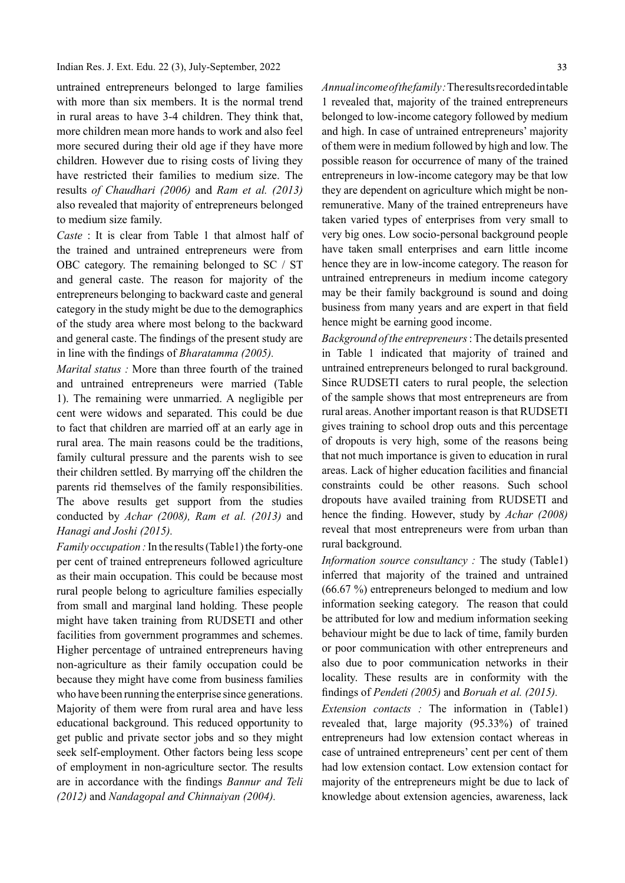untrained entrepreneurs belonged to large families with more than six members. It is the normal trend in rural areas to have 3-4 children. They think that, more children mean more hands to work and also feel more secured during their old age if they have more children. However due to rising costs of living they have restricted their families to medium size. The results *of Chaudhari (2006)* and *Ram et al. (2013)* also revealed that majority of entrepreneurs belonged to medium size family.

*Caste* : It is clear from Table 1 that almost half of the trained and untrained entrepreneurs were from OBC category. The remaining belonged to SC / ST and general caste. The reason for majority of the entrepreneurs belonging to backward caste and general category in the study might be due to the demographics of the study area where most belong to the backward and general caste. The findings of the present study are in line with the findings of *Bharatamma (2005).*

*Marital status :* More than three fourth of the trained and untrained entrepreneurs were married (Table 1). The remaining were unmarried. A negligible per cent were widows and separated. This could be due to fact that children are married off at an early age in rural area. The main reasons could be the traditions, family cultural pressure and the parents wish to see their children settled. By marrying off the children the parents rid themselves of the family responsibilities. The above results get support from the studies conducted by *Achar (2008), Ram et al. (2013)* and *Hanagi and Joshi (2015).*

*Family occupation :* In the results (Table1) the forty-one per cent of trained entrepreneurs followed agriculture as their main occupation. This could be because most rural people belong to agriculture families especially from small and marginal land holding. These people might have taken training from RUDSETI and other facilities from government programmes and schemes. Higher percentage of untrained entrepreneurs having non-agriculture as their family occupation could be because they might have come from business families who have been running the enterprise since generations. Majority of them were from rural area and have less educational background. This reduced opportunity to get public and private sector jobs and so they might seek self-employment. Other factors being less scope of employment in non-agriculture sector. The results are in accordance with the findings *Bannur and Teli (2012)* and *Nandagopal and Chinnaiyan (2004).*

*Annual income of the family :* The results recorded in table 1 revealed that, majority of the trained entrepreneurs belonged to low-income category followed by medium and high. In case of untrained entrepreneurs' majority of them were in medium followed by high and low. The possible reason for occurrence of many of the trained entrepreneurs in low-income category may be that low they are dependent on agriculture which might be non-remunerative. Many of the trained entrepreneurs have taken varied types of enterprises from very small to very big ones. Low socio-personal background people have taken small enterprises and earn little income hence they are in low-income category. The reason for untrained entrepreneurs in medium income category may be their family background is sound and doing business from many years and are expert in that field hence might be earning good income.

*Background of the entrepreneurs* : The details presented in Table 1 indicated that majority of trained and untrained entrepreneurs belonged to rural background. Since RUDSETI caters to rural people, the selection of the sample shows that most entrepreneurs are from rural areas. Another important reason is that RUDSETI gives training to school drop outs and this percentage of dropouts is very high, some of the reasons being that not much importance is given to education in rural areas. Lack of higher education facilities and financial constraints could be other reasons. Such school dropouts have availed training from RUDSETI and hence the finding. However, study by *Achar (2008)* reveal that most entrepreneurs were from urban than rural background.

*Information source consultancy :* The study (Table1) inferred that majority of the trained and untrained (66.67 %) entrepreneurs belonged to medium and low information seeking category. The reason that could be attributed for low and medium information seeking behaviour might be due to lack of time, family burden or poor communication with other entrepreneurs and also due to poor communication networks in their locality. These results are in conformity with the findings of *Pendeti (2005)* and *Boruah et al. (2015).*

*Extension contacts :* The information in (Table1) revealed that, large majority (95.33%) of trained entrepreneurs had low extension contact whereas in case of untrained entrepreneurs' cent per cent of them had low extension contact. Low extension contact for majority of the entrepreneurs might be due to lack of knowledge about extension agencies, awareness, lack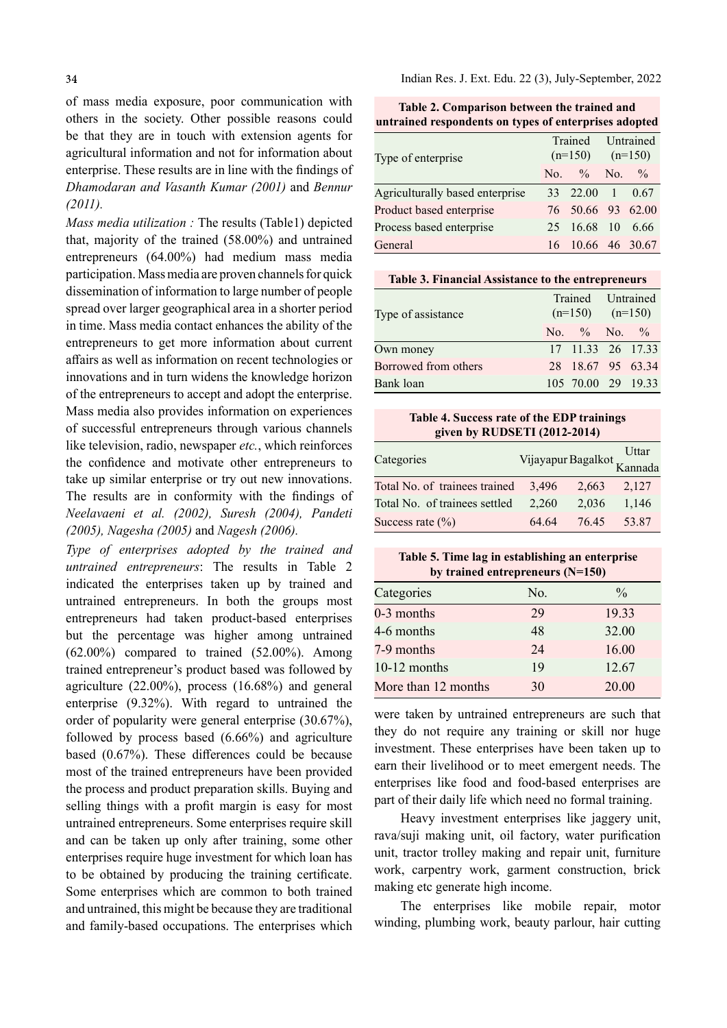of mass media exposure, poor communication with others in the society. Other possible reasons could be that they are in touch with extension agents for agricultural information and not for information about enterprise. These results are in line with the findings of *Dhamodaran and Vasanth Kumar (2001)* and *Bennur (2011).*

*Mass media utilization :* The results (Table1) depicted that, majority of the trained (58.00%) and untrained entrepreneurs (64.00%) had medium mass media participation. Mass media are proven channels for quick dissemination of information to large number of people spread over larger geographical area in a shorter period in time. Mass media contact enhances the ability of the entrepreneurs to get more information about current affairs as well as information on recent technologies or innovations and in turn widens the knowledge horizon of the entrepreneurs to accept and adopt the enterprise. Mass media also provides information on experiences of successful entrepreneurs through various channels like television, radio, newspaper *etc.*, which reinforces the confidence and motivate other entrepreneurs to take up similar enterprise or try out new innovations. The results are in conformity with the findings of *Neelavaeni et al. (2002), Suresh (2004), Pandeti (2005), Nagesha (2005)* and *Nagesh (2006).*

*Type of enterprises adopted by the trained and untrained entrepreneurs*: The results in Table 2 indicated the enterprises taken up by trained and untrained entrepreneurs. In both the groups most entrepreneurs had taken product-based enterprises but the percentage was higher among untrained (62.00%) compared to trained (52.00%). Among trained entrepreneur's product based was followed by agriculture (22.00%), process (16.68%) and general enterprise (9.32%). With regard to untrained the order of popularity were general enterprise (30.67%), followed by process based (6.66%) and agriculture based (0.67%). These differences could be because most of the trained entrepreneurs have been provided the process and product preparation skills. Buying and selling things with a profit margin is easy for most untrained entrepreneurs. Some enterprises require skill and can be taken up only after training, some other enterprises require huge investment for which loan has to be obtained by producing the training certificate. Some enterprises which are common to both trained and untrained, this might be because they are traditional and family-based occupations. The enterprises which were taken by untrained entrepreneurs are such that they do not require any training or skill nor huge investment. These enterprises have been taken up to earn their livelihood or to meet emergent needs. The enterprises like food and food-based enterprises are part of their daily life which need no formal training.

**Table 2. Comparison between the trained and untrained respondents on types of enterprises adopted**

| Type of enterprise | Trained (n=150) | | Untrained (n=150) | |
|---|---|---|---|---|
| | No. | % | No. | % |
| Agriculturally based enterprise | 33 | 22.00 | 1 | 0.67 |
| Product based enterprise | 76 | 50.66 | 93 | 62.00 |
| Process based enterprise | 25 | 16.68 | 10 | 6.66 |
| General | 16 | 10.66 | 46 | 30.67 |

**Table 3. Financial Assistance to the entrepreneurs**

| Type of assistance | Trained (n=150) | | Untrained (n=150) | |
|---|---|---|---|---|
| | No. | % | No. | % |
| Own money | 17 | 11.33 | 26 | 17.33 |
| Borrowed from others | 28 | 18.67 | 95 | 63.34 |
| Bank loan | 105 | 70.00 | 29 | 19.33 |

**Table 4. Success rate of the EDP trainings given by RUDSETI (2012-2014)**

| Categories | Vijayapur | Bagalkot | Uttar Kannada |
|---|---|---|---|
| Total No. of trainees trained | 3,496 | 2,663 | 2,127 |
| Total No. of trainees settled | 2,260 | 2,036 | 1,146 |
| Success rate (%) | 64.64 | 76.45 | 53.87 |

**Table 5. Time lag in establishing an enterprise by trained entrepreneurs (N=150)**

| Categories | No. | % |
|---|---|---|
| 0-3 months | 29 | 19.33 |
| 4-6 months | 48 | 32.00 |
| 7-9 months | 24 | 16.00 |
| 10-12 months | 19 | 12.67 |
| More than 12 months | 30 | 20.00 |

Heavy investment enterprises like jaggery unit, rava/suji making unit, oil factory, water purification unit, tractor trolley making and repair unit, furniture work, carpentry work, garment construction, brick making etc generate high income.

The enterprises like mobile repair, motor winding, plumbing work, beauty parlour, hair cutting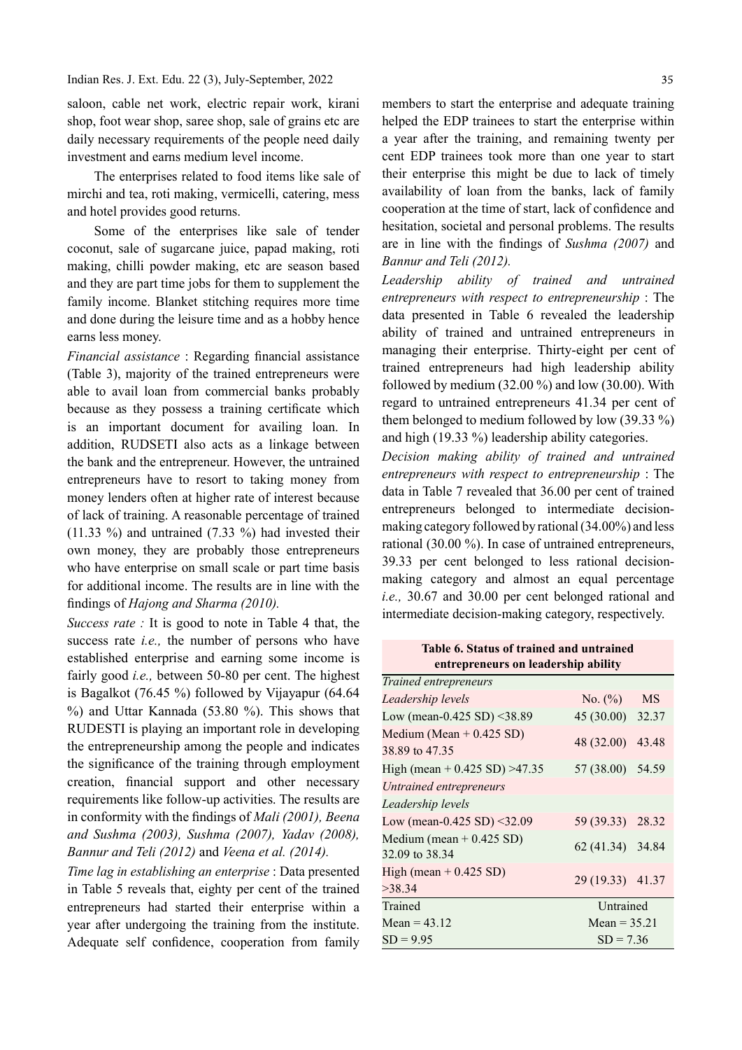saloon, cable net work, electric repair work, kirani shop, foot wear shop, saree shop, sale of grains etc are daily necessary requirements of the people need daily investment and earns medium level income.

The enterprises related to food items like sale of mirchi and tea, roti making, vermicelli, catering, mess and hotel provides good returns.

Some of the enterprises like sale of tender coconut, sale of sugarcane juice, papad making, roti making, chilli powder making, etc are season based and they are part time jobs for them to supplement the family income. Blanket stitching requires more time and done during the leisure time and as a hobby hence earns less money.

*Financial assistance* : Regarding financial assistance (Table 3), majority of the trained entrepreneurs were able to avail loan from commercial banks probably because as they possess a training certificate which is an important document for availing loan. In addition, RUDSETI also acts as a linkage between the bank and the entrepreneur. However, the untrained entrepreneurs have to resort to taking money from money lenders often at higher rate of interest because of lack of training. A reasonable percentage of trained (11.33 %) and untrained (7.33 %) had invested their own money, they are probably those entrepreneurs who have enterprise on small scale or part time basis for additional income. The results are in line with the findings of *Hajong and Sharma (2010).*

*Success rate :* It is good to note in Table 4 that, the success rate *i.e.,* the number of persons who have established enterprise and earning some income is fairly good *i.e.,* between 50-80 per cent. The highest is Bagalkot (76.45 %) followed by Vijayapur (64.64 %) and Uttar Kannada (53.80 %). This shows that RUDESTI is playing an important role in developing the entrepreneurship among the people and indicates the significance of the training through employment creation, financial support and other necessary requirements like follow-up activities. The results are in conformity with the findings of *Mali (2001), Beena and Sushma (2003), Sushma (2007), Yadav (2008), Bannur and Teli (2012)* and *Veena et al. (2014).*

*Time lag in establishing an enterprise* : Data presented in Table 5 reveals that, eighty per cent of the trained entrepreneurs had started their enterprise within a year after undergoing the training from the institute. Adequate self confidence, cooperation from family members to start the enterprise and adequate training helped the EDP trainees to start the enterprise within a year after the training, and remaining twenty per cent EDP trainees took more than one year to start their enterprise this might be due to lack of timely availability of loan from the banks, lack of family cooperation at the time of start, lack of confidence and hesitation, societal and personal problems. The results are in line with the findings of *Sushma (2007)* and *Bannur and Teli (2012).*

*Leadership ability of trained and untrained entrepreneurs with respect to entrepreneurship* : The data presented in Table 6 revealed the leadership ability of trained and untrained entrepreneurs in managing their enterprise. Thirty-eight per cent of trained entrepreneurs had high leadership ability followed by medium (32.00 %) and low (30.00). With regard to untrained entrepreneurs 41.34 per cent of them belonged to medium followed by low (39.33 %) and high (19.33 %) leadership ability categories.

*Decision making ability of trained and untrained entrepreneurs with respect to entrepreneurship* : The data in Table 7 revealed that 36.00 per cent of trained entrepreneurs belonged to intermediate decision-making category followed by rational (34.00%) and less rational (30.00 %). In case of untrained entrepreneurs, 39.33 per cent belonged to less rational decision-making category and almost an equal percentage *i.e.,* 30.67 and 30.00 per cent belonged rational and intermediate decision-making category, respectively.

**Table 6. Status of trained and untrained entrepreneurs on leadership ability**

| *Trained entrepreneurs* | | |
|---|---|---|
| *Leadership levels* | No. (%) | MS |
| Low (mean-0.425 SD) <38.89 | 45 (30.00) | 32.37 |
| Medium (Mean + 0.425 SD) 38.89 to 47.35 | 48 (32.00) | 43.48 |
| High (mean + 0.425 SD) >47.35 | 57 (38.00) | 54.59 |
| *Untrained entrepreneurs* | | |
| *Leadership levels* | | |
| Low (mean-0.425 SD) <32.09 | 59 (39.33) | 28.32 |
| Medium (mean + 0.425 SD) 32.09 to 38.34 | 62 (41.34) | 34.84 |
| High (mean + 0.425 SD) >38.34 | 29 (19.33) | 41.37 |
| Trained | Untrained | |
| Mean = 43.12 | Mean = 35.21 | |
| SD = 9.95 | SD = 7.36 | |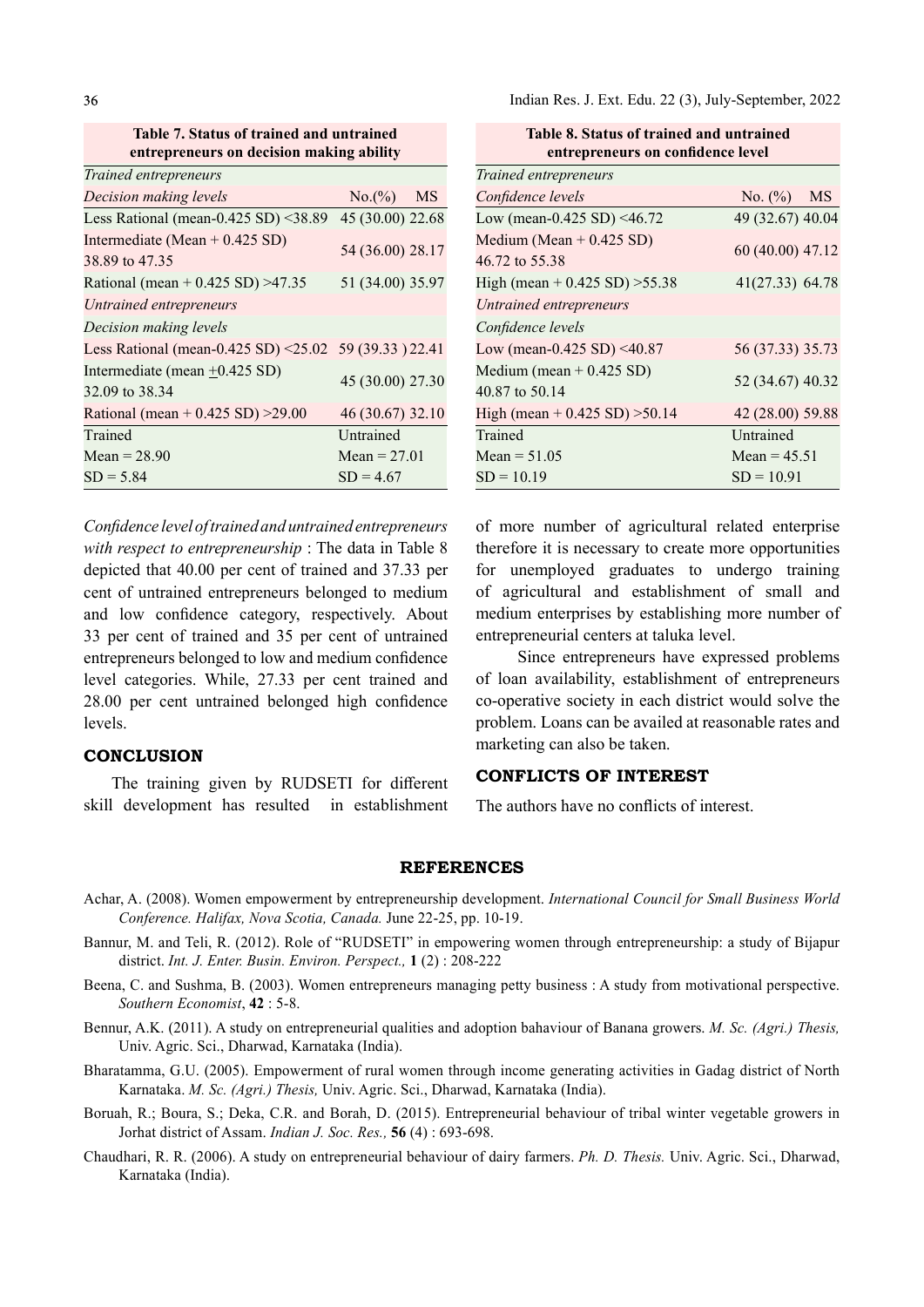**Table 7. Status of trained and untrained entrepreneurs on decision making ability**

| | | |
|---|---|---|
| *Trained entrepreneurs* | | |
| *Decision making levels* | No.(%) | MS |
| Less Rational (mean-0.425 SD) <38.89 | 45 (30.00) | 22.68 |
| Intermediate (Mean + 0.425 SD) 38.89 to 47.35 | 54 (36.00) | 28.17 |
| Rational (mean + 0.425 SD) >47.35 | 51 (34.00) | 35.97 |
| *Untrained entrepreneurs* | | |
| *Decision making levels* | | |
| Less Rational (mean-0.425 SD) <25.02 | 59 (39.33 ) | 22.41 |
| Intermediate (mean $\pm$0.425 SD) 32.09 to 38.34 | 45 (30.00) | 27.30 |
| Rational (mean + 0.425 SD) >29.00 | 46 (30.67) | 32.10 |
| Trained | Untrained | |
| Mean = 28.90 | Mean = 27.01 | |
| SD = 5.84 | SD = 4.67 | |

**Table 8. Status of trained and untrained entrepreneurs on confidence level**

| | | |
|---|---|---|
| *Trained entrepreneurs* | | |
| *Confidence levels* | No. (%) | MS |
| Low (mean-0.425 SD) <46.72 | 49 (32.67) | 40.04 |
| Medium (Mean + 0.425 SD) 46.72 to 55.38 | 60 (40.00) | 47.12 |
| High (mean + 0.425 SD) >55.38 | 41(27.33) | 64.78 |
| *Untrained entrepreneurs* | | |
| *Confidence levels* | | |
| Low (mean-0.425 SD) <40.87 | 56 (37.33) | 35.73 |
| Medium (mean + 0.425 SD) 40.87 to 50.14 | 52 (34.67) | 40.32 |
| High (mean + 0.425 SD) >50.14 | 42 (28.00) | 59.88 |
| Trained | Untrained | |
| Mean = 51.05 | Mean = 45.51 | |
| SD = 10.19 | SD = 10.91 | |

*Confidence level of trained and untrained entrepreneurs with respect to entrepreneurship* : The data in Table 8 depicted that 40.00 per cent of trained and 37.33 per cent of untrained entrepreneurs belonged to medium and low confidence category, respectively. About 33 per cent of trained and 35 per cent of untrained entrepreneurs belonged to low and medium confidence level categories. While, 27.33 per cent trained and 28.00 per cent untrained belonged high confidence levels.

## CONCLUSION

The training given by RUDSETI for different skill development has resulted in establishment of more number of agricultural related enterprise therefore it is necessary to create more opportunities for unemployed graduates to undergo training of agricultural and establishment of small and medium enterprises by establishing more number of entrepreneurial centers at taluka level.

Since entrepreneurs have expressed problems of loan availability, establishment of entrepreneurs co-operative society in each district would solve the problem. Loans can be availed at reasonable rates and marketing can also be taken.

## CONFLICTS OF INTEREST

The authors have no conflicts of interest.

## REFERENCES

Achar, A. (2008). Women empowerment by entrepreneurship development. *International Council for Small Business World Conference. Halifax, Nova Scotia, Canada.* June 22-25, pp. 10-19.

Bannur, M. and Teli, R. (2012). Role of "RUDSETI" in empowering women through entrepreneurship: a study of Bijapur district. *Int. J. Enter. Busin. Environ. Perspect.,* **1** (2) : 208-222

Beena, C. and Sushma, B. (2003). Women entrepreneurs managing petty business : A study from motivational perspective. *Southern Economist*, **42** : 5-8.

Bennur, A.K. (2011). A study on entrepreneurial qualities and adoption bahaviour of Banana growers. *M. Sc. (Agri.) Thesis,* Univ. Agric. Sci., Dharwad, Karnataka (India).

Bharatamma, G.U. (2005). Empowerment of rural women through income generating activities in Gadag district of North Karnataka. *M. Sc. (Agri.) Thesis,* Univ. Agric. Sci., Dharwad, Karnataka (India).

Boruah, R.; Boura, S.; Deka, C.R. and Borah, D. (2015). Entrepreneurial behaviour of tribal winter vegetable growers in Jorhat district of Assam. *Indian J. Soc. Res.,* **56** (4) : 693-698.

Chaudhari, R. R. (2006). A study on entrepreneurial behaviour of dairy farmers. *Ph. D. Thesis.* Univ. Agric. Sci., Dharwad, Karnataka (India).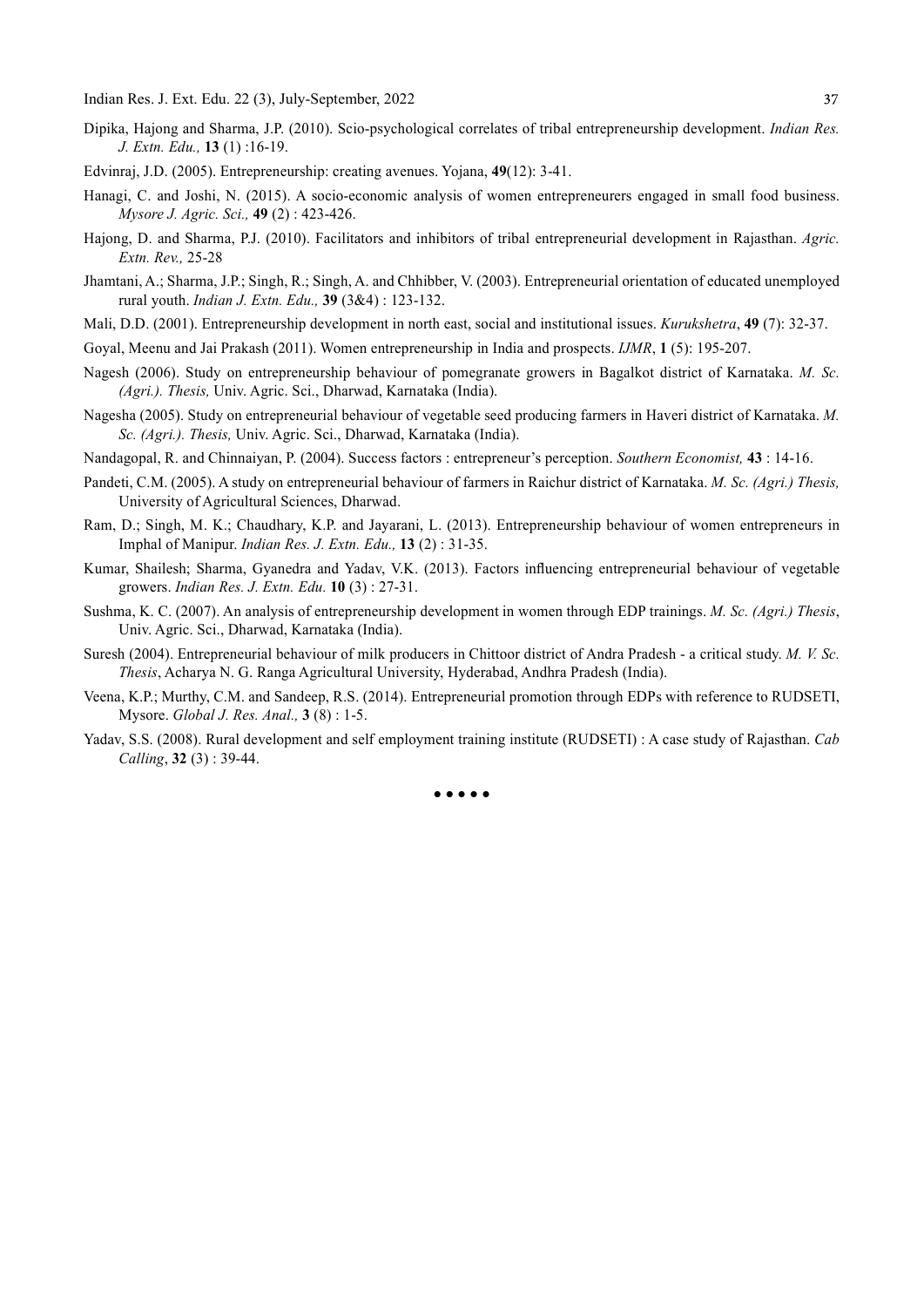Dipika, Hajong and Sharma, J.P. (2010). Scio-psychological correlates of tribal entrepreneurship development. *Indian Res. J. Extn. Edu.,* **13** (1) :16-19.

Edvinraj, J.D. (2005). Entrepreneurship: creating avenues. Yojana, **49**(12): 3-41.

Hanagi, C. and Joshi, N. (2015). A socio-economic analysis of women entrepreneurers engaged in small food business. *Mysore J. Agric. Sci.,* **49** (2) : 423-426.

Hajong, D. and Sharma, P.J. (2010). Facilitators and inhibitors of tribal entrepreneurial development in Rajasthan. *Agric. Extn. Rev.,* 25-28

Jhamtani, A.; Sharma, J.P.; Singh, R.; Singh, A. and Chhibber, V. (2003). Entrepreneurial orientation of educated unemployed rural youth. *Indian J. Extn. Edu.,* **39** (3&4) : 123-132.

Mali, D.D. (2001). Entrepreneurship development in north east, social and institutional issues. *Kurukshetra*, **49** (7): 32-37.

Goyal, Meenu and Jai Prakash (2011). Women entrepreneurship in India and prospects. *IJMR*, **1** (5): 195-207.

Nagesh (2006). Study on entrepreneurship behaviour of pomegranate growers in Bagalkot district of Karnataka. *M. Sc. (Agri.). Thesis,* Univ. Agric. Sci., Dharwad, Karnataka (India).

Nagesha (2005). Study on entrepreneurial behaviour of vegetable seed producing farmers in Haveri district of Karnataka. *M. Sc. (Agri.). Thesis,* Univ. Agric. Sci., Dharwad, Karnataka (India).

Nandagopal, R. and Chinnaiyan, P. (2004). Success factors : entrepreneur's perception. *Southern Economist,* **43** : 14-16.

Pandeti, C.M. (2005). A study on entrepreneurial behaviour of farmers in Raichur district of Karnataka. *M. Sc. (Agri.) Thesis,* University of Agricultural Sciences, Dharwad.

Ram, D.; Singh, M. K.; Chaudhary, K.P. and Jayarani, L. (2013). Entrepreneurship behaviour of women entrepreneurs in Imphal of Manipur. *Indian Res. J. Extn. Edu.,* **13** (2) : 31-35.

Kumar, Shailesh; Sharma, Gyanedra and Yadav, V.K. (2013). Factors influencing entrepreneurial behaviour of vegetable growers. *Indian Res. J. Extn. Edu.* **10** (3) : 27-31.

Sushma, K. C. (2007). An analysis of entrepreneurship development in women through EDP trainings. *M. Sc. (Agri.) Thesis*, Univ. Agric. Sci., Dharwad, Karnataka (India).

Suresh (2004). Entrepreneurial behaviour of milk producers in Chittoor district of Andra Pradesh - a critical study. *M. V. Sc. Thesis*, Acharya N. G. Ranga Agricultural University, Hyderabad, Andhra Pradesh (India).

Veena, K.P.; Murthy, C.M. and Sandeep, R.S. (2014). Entrepreneurial promotion through EDPs with reference to RUDSETI, Mysore. *Global J. Res. Anal.,* **3** (8) : 1-5.

Yadav, S.S. (2008). Rural development and self employment training institute (RUDSETI) : A case study of Rajasthan. *Cab Calling*, **32** (3) : 39-44.

• • • • •